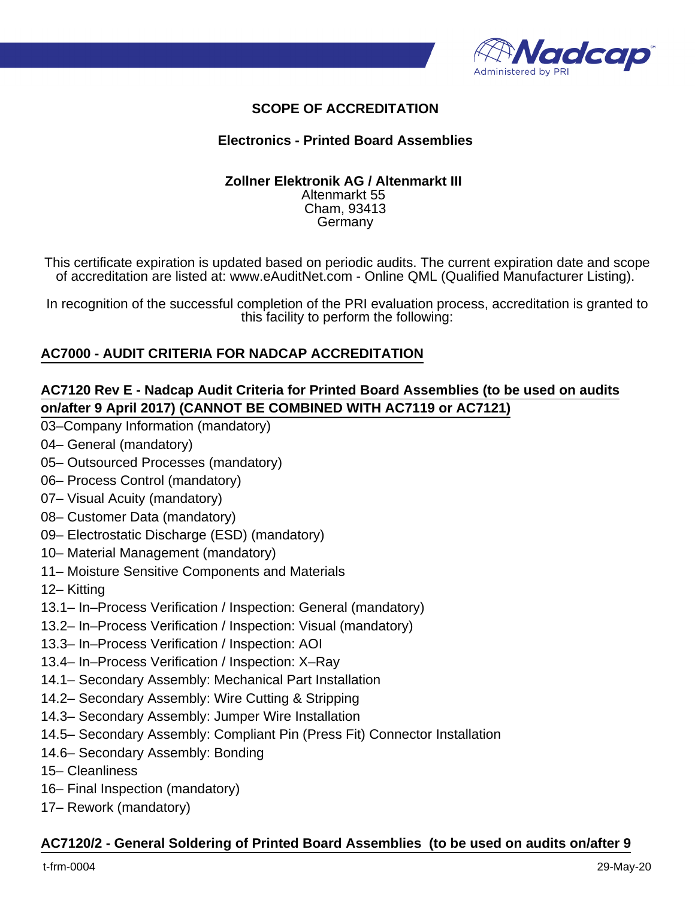# SCOPE OF ACCREDITATION

## Electronics - Printed Board Assemblies

**Zollner Elektronik AG / Altenmarkt III**
Altenmarkt 55
Cham, 93413
Germany

This certificate expiration is updated based on periodic audits. The current expiration date and scope of accreditation are listed at: www.eAuditNet.com - Online QML (Qualified Manufacturer Listing).

In recognition of the successful completion of the PRI evaluation process, accreditation is granted to this facility to perform the following:

### AC7000 - AUDIT CRITERIA FOR NADCAP ACCREDITATION

### AC7120 Rev E - Nadcap Audit Criteria for Printed Board Assemblies (to be used on audits on/after 9 April 2017) (CANNOT BE COMBINED WITH AC7119 or AC7121)

03–Company Information (mandatory)
04– General (mandatory)
05– Outsourced Processes (mandatory)
06– Process Control (mandatory)
07– Visual Acuity (mandatory)
08– Customer Data (mandatory)
09– Electrostatic Discharge (ESD) (mandatory)
10– Material Management (mandatory)
11– Moisture Sensitive Components and Materials
12– Kitting
13.1– In–Process Verification / Inspection: General (mandatory)
13.2– In–Process Verification / Inspection: Visual (mandatory)
13.3– In–Process Verification / Inspection: AOI
13.4– In–Process Verification / Inspection: X–Ray
14.1– Secondary Assembly: Mechanical Part Installation
14.2– Secondary Assembly: Wire Cutting & Stripping
14.3– Secondary Assembly: Jumper Wire Installation
14.5– Secondary Assembly: Compliant Pin (Press Fit) Connector Installation
14.6– Secondary Assembly: Bonding
15– Cleanliness
16– Final Inspection (mandatory)
17– Rework (mandatory)

### AC7120/2 - General Soldering of Printed Board Assemblies (to be used on audits on/after 9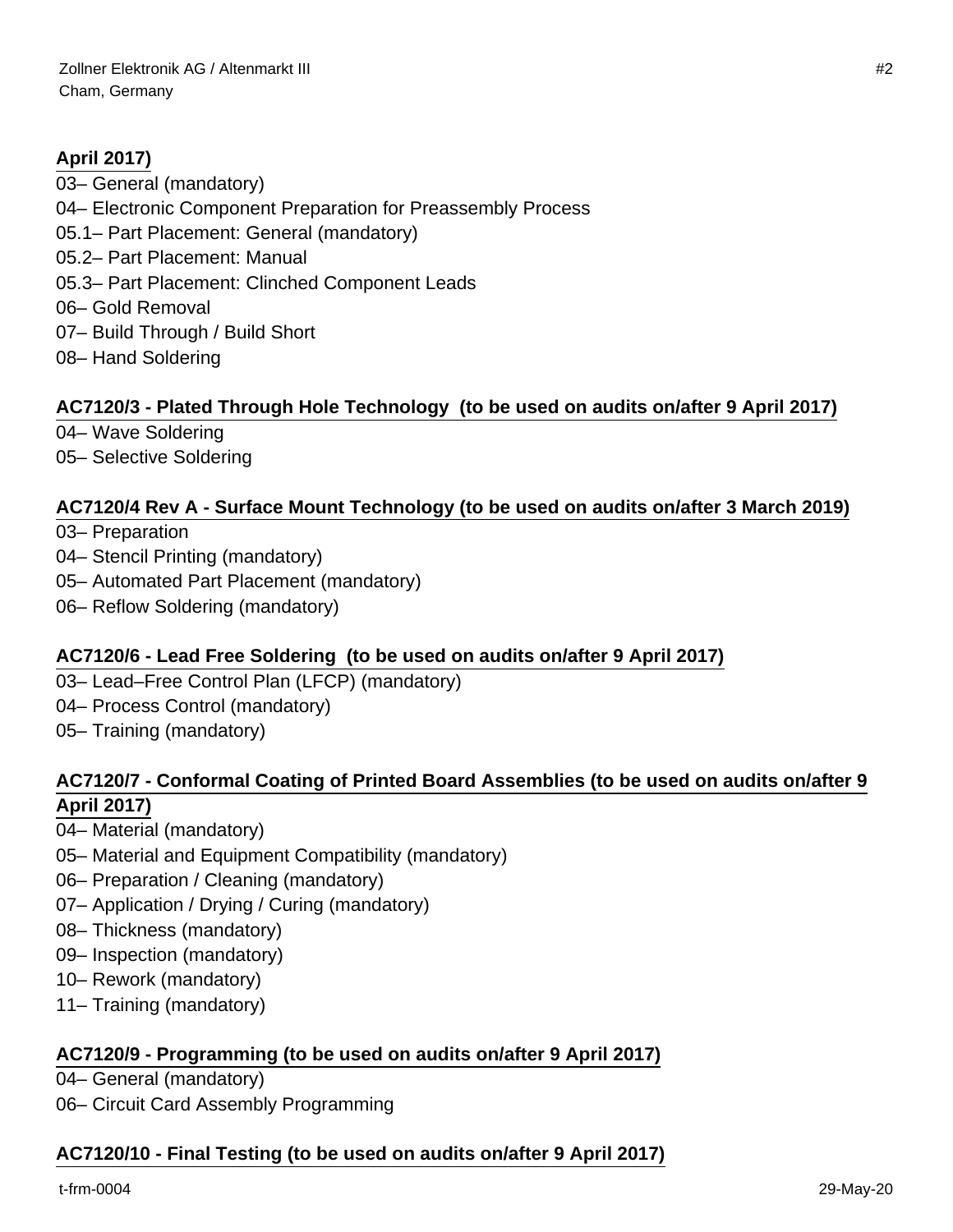**April 2017)**

03– General (mandatory)
04– Electronic Component Preparation for Preassembly Process
05.1– Part Placement: General (mandatory)
05.2– Part Placement: Manual
05.3– Part Placement: Clinched Component Leads
06– Gold Removal
07– Build Through / Build Short
08– Hand Soldering

**AC7120/3 - Plated Through Hole Technology (to be used on audits on/after 9 April 2017)**

04– Wave Soldering
05– Selective Soldering

**AC7120/4 Rev A - Surface Mount Technology (to be used on audits on/after 3 March 2019)**

03– Preparation
04– Stencil Printing (mandatory)
05– Automated Part Placement (mandatory)
06– Reflow Soldering (mandatory)

**AC7120/6 - Lead Free Soldering (to be used on audits on/after 9 April 2017)**

03– Lead–Free Control Plan (LFCP) (mandatory)
04– Process Control (mandatory)
05– Training (mandatory)

**AC7120/7 - Conformal Coating of Printed Board Assemblies (to be used on audits on/after 9 April 2017)**

04– Material (mandatory)
05– Material and Equipment Compatibility (mandatory)
06– Preparation / Cleaning (mandatory)
07– Application / Drying / Curing (mandatory)
08– Thickness (mandatory)
09– Inspection (mandatory)
10– Rework (mandatory)
11– Training (mandatory)

**AC7120/9 - Programming (to be used on audits on/after 9 April 2017)**

04– General (mandatory)
06– Circuit Card Assembly Programming

**AC7120/10 - Final Testing (to be used on audits on/after 9 April 2017)**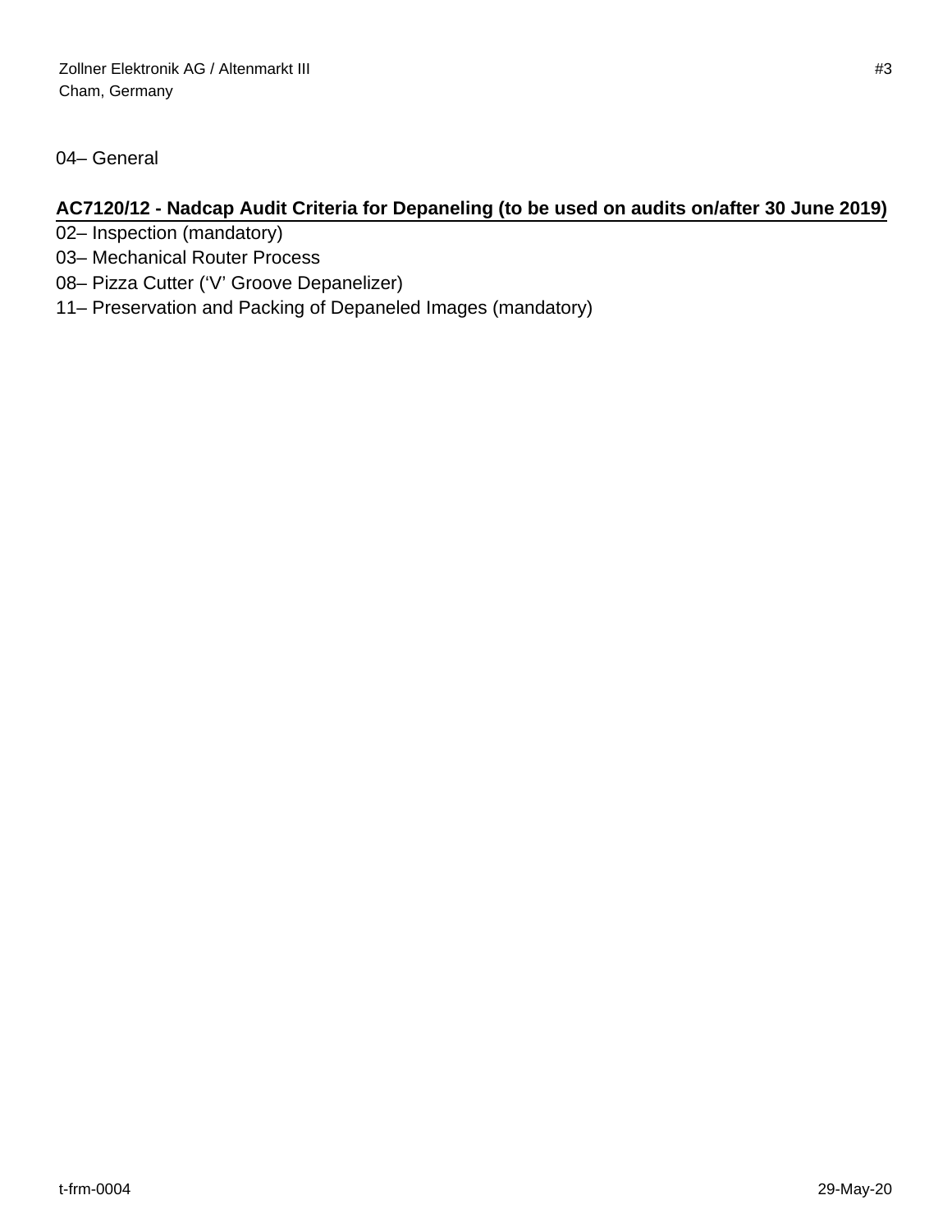04– General

**AC7120/12 - Nadcap Audit Criteria for Depaneling (to be used on audits on/after 30 June 2019)**

02– Inspection (mandatory)

03– Mechanical Router Process

08– Pizza Cutter (‘V’ Groove Depanelizer)

11– Preservation and Packing of Depaneled Images (mandatory)